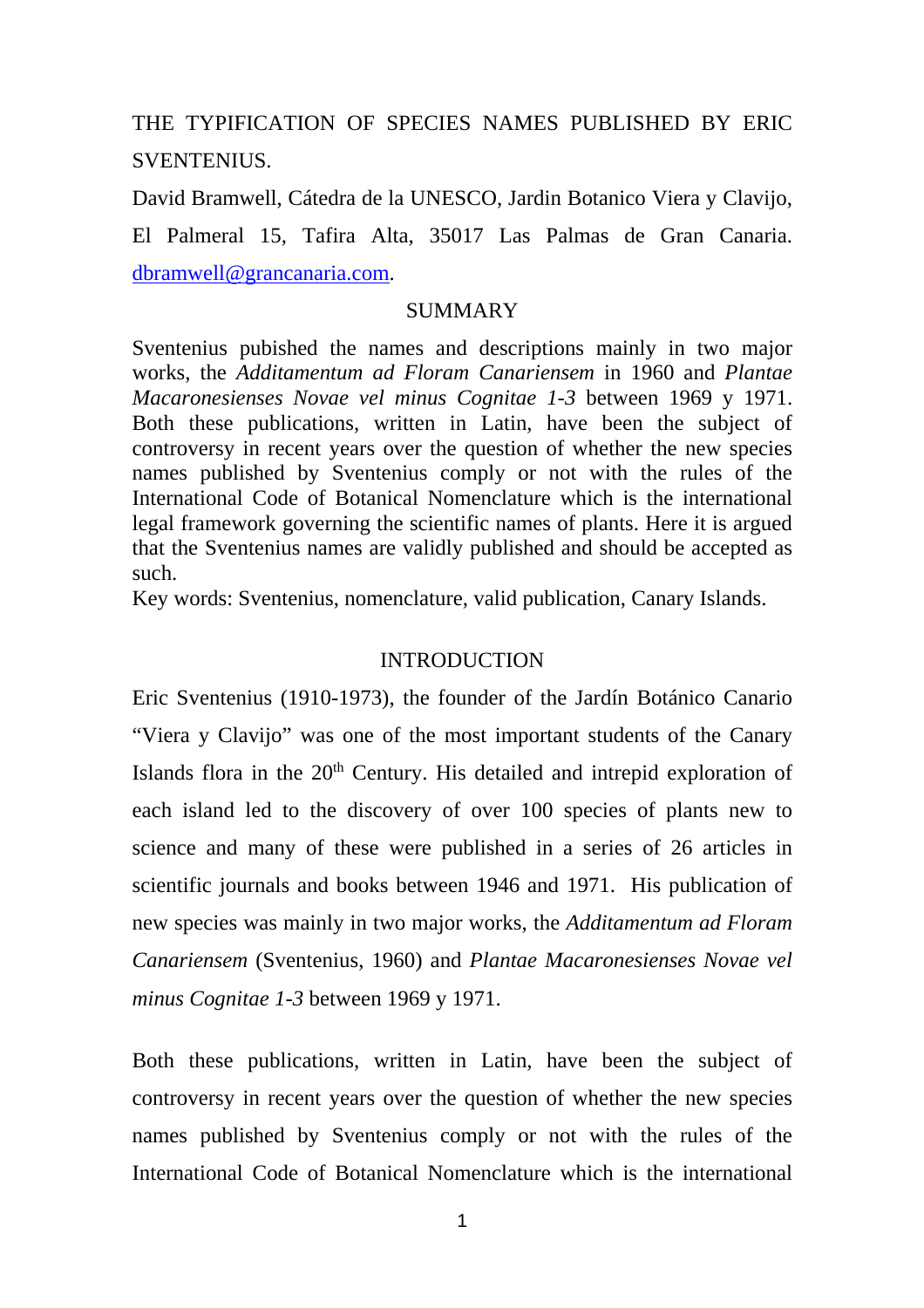# THE TYPIFICATION OF SPECIES NAMES PUBLISHED BY ERIC SVENTENIUS.

David Bramwell, Cátedra de la UNESCO, Jardin Botanico Viera y Clavijo, El Palmeral 15, Tafira Alta, 35017 Las Palmas de Gran Canaria. dbramwell@grancanaria.com.

## SUMMARY

Sventenius pubished the names and descriptions mainly in two major works, the *Additamentum ad Floram Canariensem* in 1960 and *Plantae Macaronesienses Novae vel minus Cognitae 1-3* between 1969 y 1971. Both these publications, written in Latin, have been the subject of controversy in recent years over the question of whether the new species names published by Sventenius comply or not with the rules of the International Code of Botanical Nomenclature which is the international legal framework governing the scientific names of plants. Here it is argued that the Sventenius names are validly published and should be accepted as such.

Key words: Sventenius, nomenclature, valid publication, Canary Islands.

## INTRODUCTION

Eric Sventenius (1910-1973), the founder of the Jardín Botánico Canario "Viera y Clavijo" was one of the most important students of the Canary Islands flora in the 20th Century. His detailed and intrepid exploration of each island led to the discovery of over 100 species of plants new to science and many of these were published in a series of 26 articles in scientific journals and books between 1946 and 1971. His publication of new species was mainly in two major works, the *Additamentum ad Floram Canariensem* (Sventenius, 1960) and *Plantae Macaronesienses Novae vel minus Cognitae 1-3* between 1969 y 1971.

Both these publications, written in Latin, have been the subject of controversy in recent years over the question of whether the new species names published by Sventenius comply or not with the rules of the International Code of Botanical Nomenclature which is the international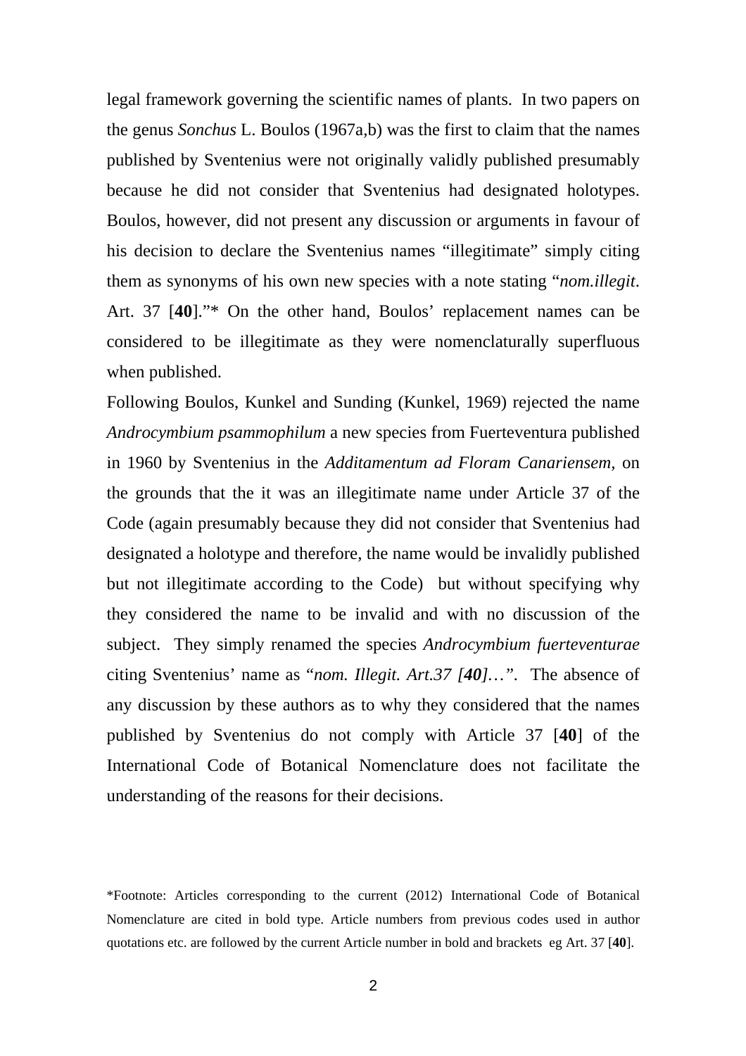legal framework governing the scientific names of plants. In two papers on the genus *Sonchus* L. Boulos (1967a,b) was the first to claim that the names published by Sventenius were not originally validly published presumably because he did not consider that Sventenius had designated holotypes. Boulos, however, did not present any discussion or arguments in favour of his decision to declare the Sventenius names "illegitimate" simply citing them as synonyms of his own new species with a note stating "*nom.illegit*. Art. 37 [**40**]."* On the other hand, Boulos' replacement names can be considered to be illegitimate as they were nomenclaturally superfluous when published.

Following Boulos, Kunkel and Sunding (Kunkel, 1969) rejected the name *Androcymbium psammophilum* a new species from Fuerteventura published in 1960 by Sventenius in the *Additamentum ad Floram Canariensem,* on the grounds that the it was an illegitimate name under Article 37 of the Code (again presumably because they did not consider that Sventenius had designated a holotype and therefore, the name would be invalidly published but not illegitimate according to the Code) but without specifying why they considered the name to be invalid and with no discussion of the subject. They simply renamed the species *Androcymbium fuerteventurae* citing Sventenius' name as "*nom. Illegit. Art.37 [**40**]…"*. The absence of any discussion by these authors as to why they considered that the names published by Sventenius do not comply with Article 37 [**40**] of the International Code of Botanical Nomenclature does not facilitate the understanding of the reasons for their decisions.

*Footnote: Articles corresponding to the current (2012) International Code of Botanical Nomenclature are cited in bold type. Article numbers from previous codes used in author quotations etc. are followed by the current Article number in bold and brackets eg Art. 37 [**40**].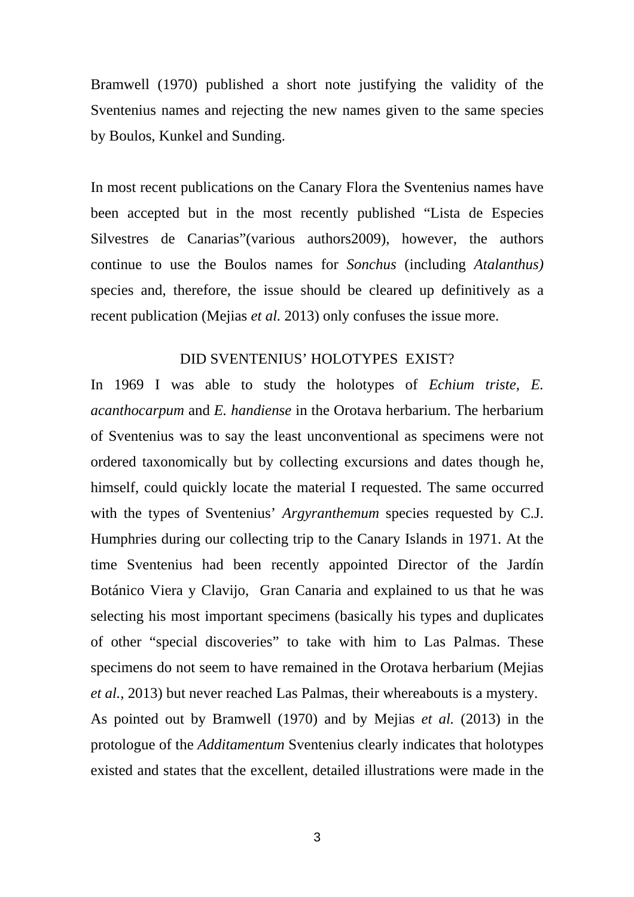Bramwell (1970) published a short note justifying the validity of the Sventenius names and rejecting the new names given to the same species by Boulos, Kunkel and Sunding.

In most recent publications on the Canary Flora the Sventenius names have been accepted but in the most recently published "Lista de Especies Silvestres de Canarias"(various authors2009), however, the authors continue to use the Boulos names for *Sonchus* (including *Atalanthus)* species and, therefore, the issue should be cleared up definitively as a recent publication (Mejias *et al.* 2013) only confuses the issue more.

## DID SVENTENIUS' HOLOTYPES EXIST?

In 1969 I was able to study the holotypes of *Echium triste, E. acanthocarpum* and *E. handiense* in the Orotava herbarium. The herbarium of Sventenius was to say the least unconventional as specimens were not ordered taxonomically but by collecting excursions and dates though he, himself, could quickly locate the material I requested. The same occurred with the types of Sventenius' *Argyranthemum* species requested by C.J. Humphries during our collecting trip to the Canary Islands in 1971. At the time Sventenius had been recently appointed Director of the Jardín Botánico Viera y Clavijo, Gran Canaria and explained to us that he was selecting his most important specimens (basically his types and duplicates of other "special discoveries" to take with him to Las Palmas. These specimens do not seem to have remained in the Orotava herbarium (Mejias *et al.,* 2013) but never reached Las Palmas, their whereabouts is a mystery.

As pointed out by Bramwell (1970) and by Mejias *et al.* (2013) in the protologue of the *Additamentum* Sventenius clearly indicates that holotypes existed and states that the excellent, detailed illustrations were made in the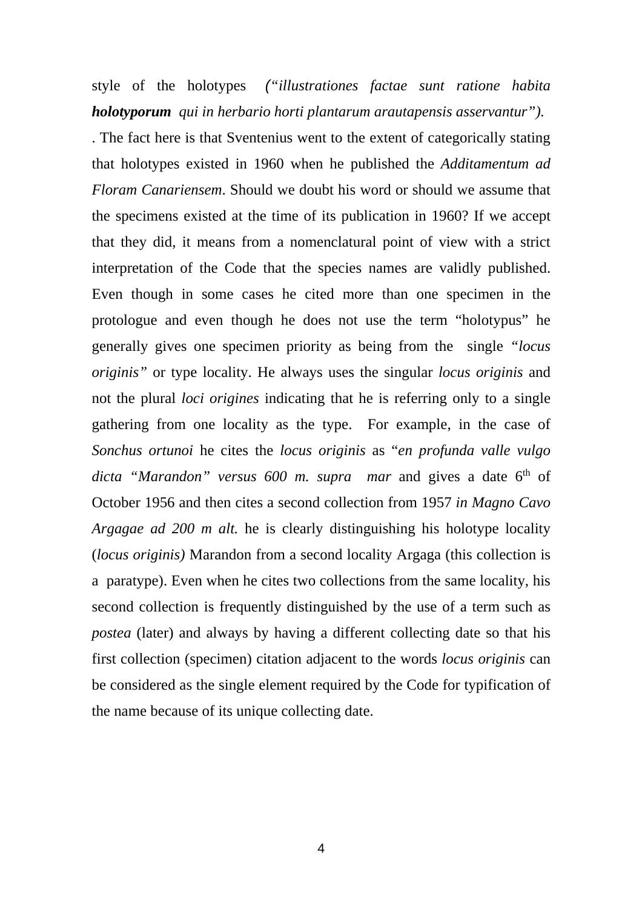style of the holotypes *("illustrationes factae sunt ratione habita* ***holotyporum*** *qui in herbario horti plantarum arautapensis asservantur").*

. The fact here is that Sventenius went to the extent of categorically stating that holotypes existed in 1960 when he published the *Additamentum ad Floram Canariensem*. Should we doubt his word or should we assume that the specimens existed at the time of its publication in 1960? If we accept that they did, it means from a nomenclatural point of view with a strict interpretation of the Code that the species names are validly published. Even though in some cases he cited more than one specimen in the protologue and even though he does not use the term "holotypus" he generally gives one specimen priority as being from the single "*locus originis"* or type locality. He always uses the singular *locus originis* and not the plural *loci origines* indicating that he is referring only to a single gathering from one locality as the type. For example, in the case of *Sonchus ortunoi* he cites the *locus originis* as "*en profunda valle vulgo dicta "Marandon" versus 600 m. supra mar* and gives a date 6th of October 1956 and then cites a second collection from 1957 *in Magno Cavo Argagae ad 200 m alt.* he is clearly distinguishing his holotype locality (*locus originis)* Marandon from a second locality Argaga (this collection is a paratype). Even when he cites two collections from the same locality, his second collection is frequently distinguished by the use of a term such as *postea* (later) and always by having a different collecting date so that his first collection (specimen) citation adjacent to the words *locus originis* can be considered as the single element required by the Code for typification of the name because of its unique collecting date.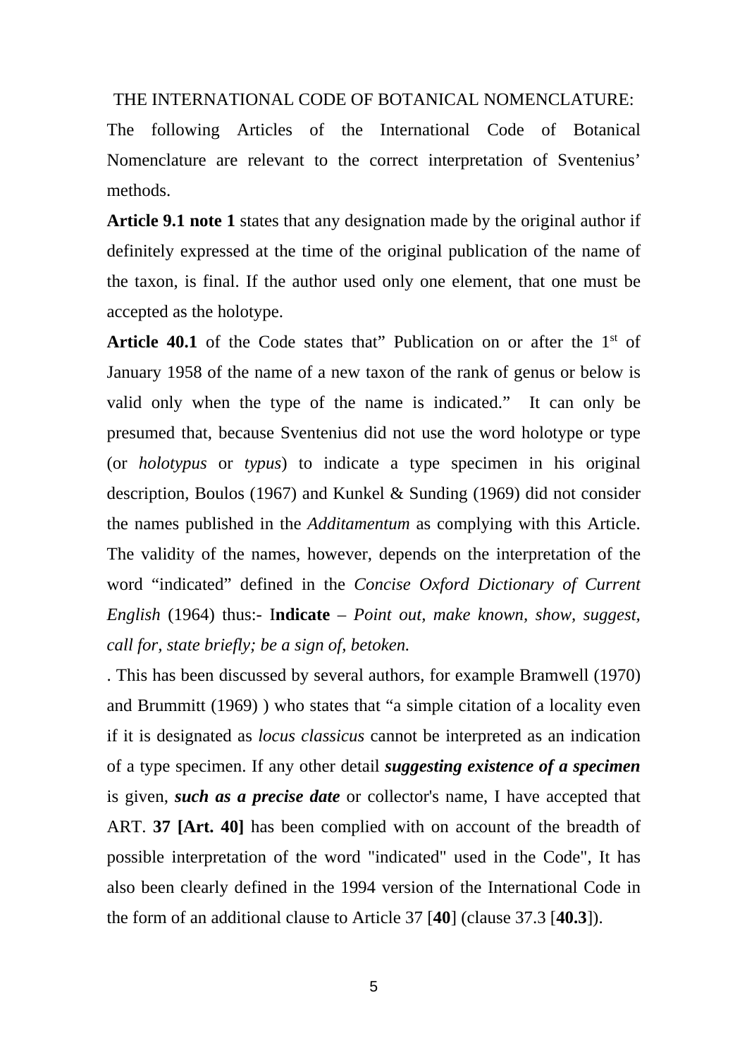THE INTERNATIONAL CODE OF BOTANICAL NOMENCLATURE:

The following Articles of the International Code of Botanical Nomenclature are relevant to the correct interpretation of Sventenius' methods.

**Article 9.1 note 1** states that any designation made by the original author if definitely expressed at the time of the original publication of the name of the taxon, is final. If the author used only one element, that one must be accepted as the holotype.

**Article 40.1** of the Code states that" Publication on or after the 1st of January 1958 of the name of a new taxon of the rank of genus or below is valid only when the type of the name is indicated." It can only be presumed that, because Sventenius did not use the word holotype or type (or *holotypus* or *typus*) to indicate a type specimen in his original description, Boulos (1967) and Kunkel & Sunding (1969) did not consider the names published in the *Additamentum* as complying with this Article. The validity of the names, however, depends on the interpretation of the word "indicated" defined in the *Concise Oxford Dictionary of Current English* (1964) thus:- I**ndicate** – *Point out, make known, show, suggest, call for, state briefly; be a sign of, betoken.*

. This has been discussed by several authors, for example Bramwell (1970) and Brummitt (1969) ) who states that "a simple citation of a locality even if it is designated as *locus classicus* cannot be interpreted as an indication of a type specimen. If any other detail ***suggesting existence of a specimen*** is given, ***such as a precise date*** or collector's name, I have accepted that ART. **37 [Art. 40]** has been complied with on account of the breadth of possible interpretation of the word "indicated" used in the Code", It has also been clearly defined in the 1994 version of the International Code in the form of an additional clause to Article 37 [**40**] (clause 37.3 [**40.3**]).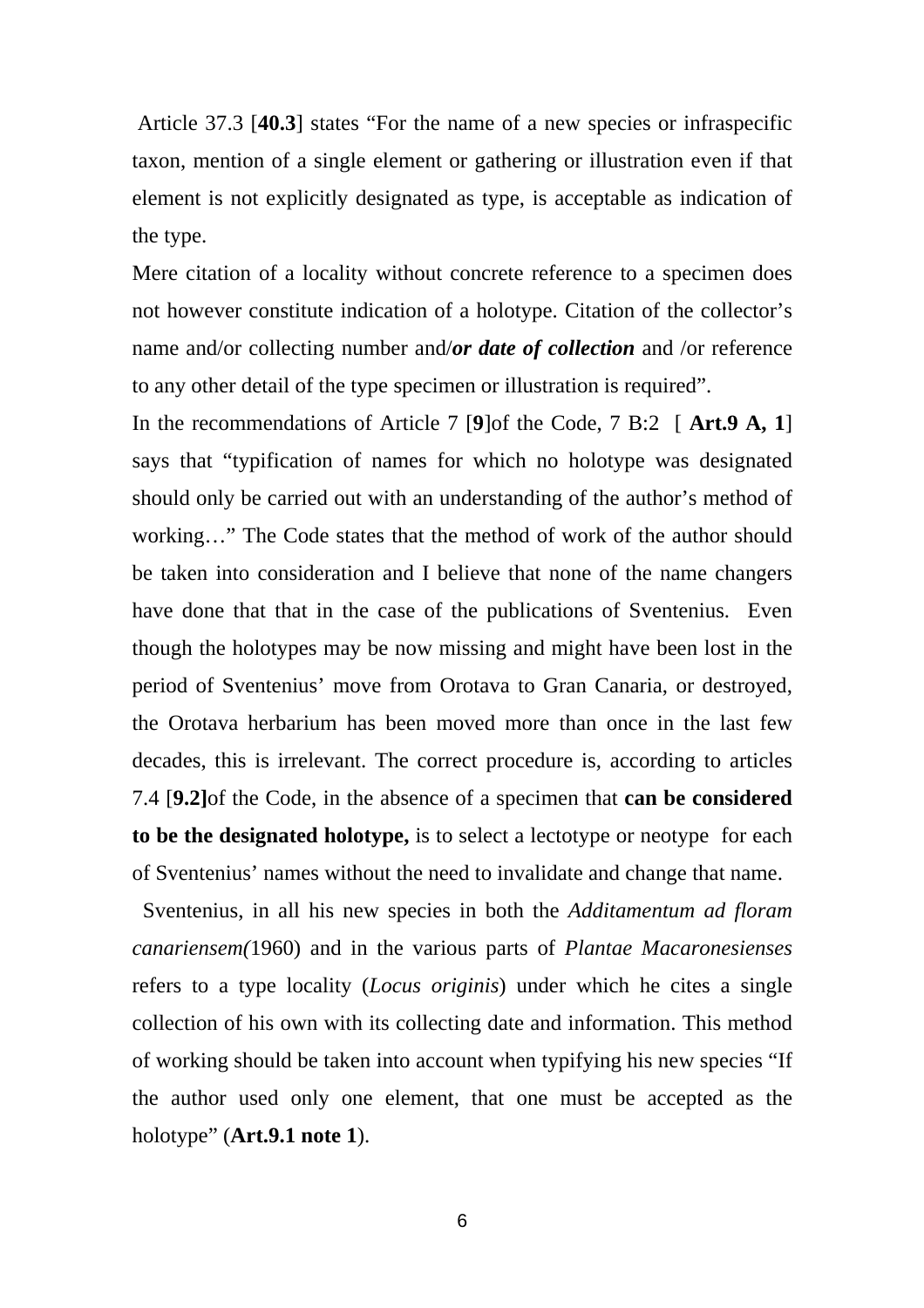Article 37.3 [**40.3**] states "For the name of a new species or infraspecific taxon, mention of a single element or gathering or illustration even if that element is not explicitly designated as type, is acceptable as indication of the type.

Mere citation of a locality without concrete reference to a specimen does not however constitute indication of a holotype. Citation of the collector's name and/or collecting number and/***or date of collection*** and /or reference to any other detail of the type specimen or illustration is required".

In the recommendations of Article 7 [**9**]of the Code, 7 B:2 [ **Art.9 A, 1**] says that "typification of names for which no holotype was designated should only be carried out with an understanding of the author's method of working…" The Code states that the method of work of the author should be taken into consideration and I believe that none of the name changers have done that that in the case of the publications of Sventenius. Even though the holotypes may be now missing and might have been lost in the period of Sventenius' move from Orotava to Gran Canaria, or destroyed, the Orotava herbarium has been moved more than once in the last few decades, this is irrelevant. The correct procedure is, according to articles 7.4 [**9.2]**of the Code, in the absence of a specimen that **can be considered to be the designated holotype,** is to select a lectotype or neotype for each of Sventenius' names without the need to invalidate and change that name.

Sventenius, in all his new species in both the *Additamentum ad floram canariensem(*1960) and in the various parts of *Plantae Macaronesienses* refers to a type locality (*Locus originis*) under which he cites a single collection of his own with its collecting date and information. This method of working should be taken into account when typifying his new species "If the author used only one element, that one must be accepted as the holotype" (**Art.9.1 note 1**).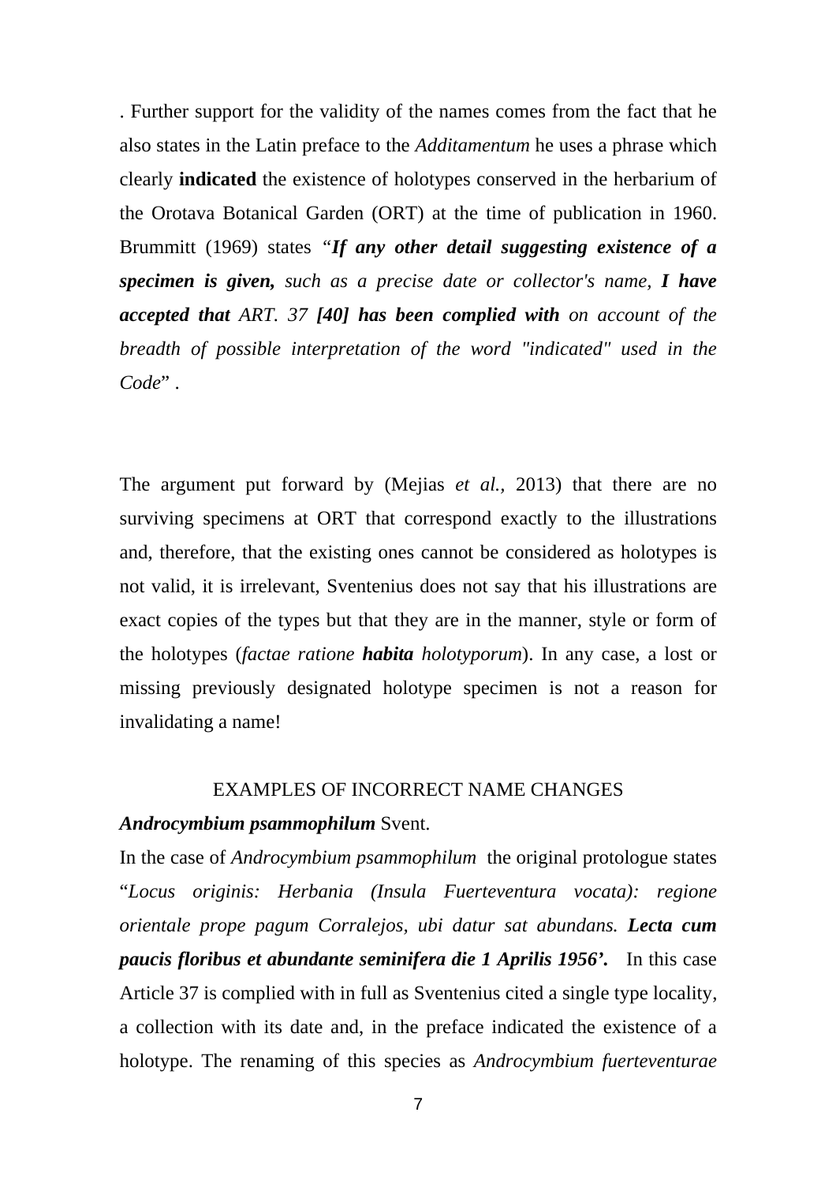. Further support for the validity of the names comes from the fact that he also states in the Latin preface to the *Additamentum* he uses a phrase which clearly **indicated** the existence of holotypes conserved in the herbarium of the Orotava Botanical Garden (ORT) at the time of publication in 1960. Brummitt (1969) states "***If any other detail suggesting existence of a specimen is given,*** *such as a precise date or collector's name,* ***I have accepted that*** *ART. 37* ***[40] has been complied with*** *on account of the breadth of possible interpretation of the word "indicated" used in the Code*" .

The argument put forward by (Mejias *et al.,* 2013) that there are no surviving specimens at ORT that correspond exactly to the illustrations and, therefore, that the existing ones cannot be considered as holotypes is not valid, it is irrelevant, Sventenius does not say that his illustrations are exact copies of the types but that they are in the manner, style or form of the holotypes (*factae ratione* ***habita*** *holotyporum*). In any case, a lost or missing previously designated holotype specimen is not a reason for invalidating a name!

## EXAMPLES OF INCORRECT NAME CHANGES

***Androcymbium psammophilum*** Svent.

In the case of *Androcymbium psammophilum* the original protologue states "*Locus originis: Herbania (Insula Fuerteventura vocata): regione orientale prope pagum Corralejos, ubi datur sat abundans.* ***Lecta cum paucis floribus et abundante seminifera die 1 Aprilis 1956'.*** In this case Article 37 is complied with in full as Sventenius cited a single type locality, a collection with its date and, in the preface indicated the existence of a holotype. The renaming of this species as *Androcymbium fuerteventurae*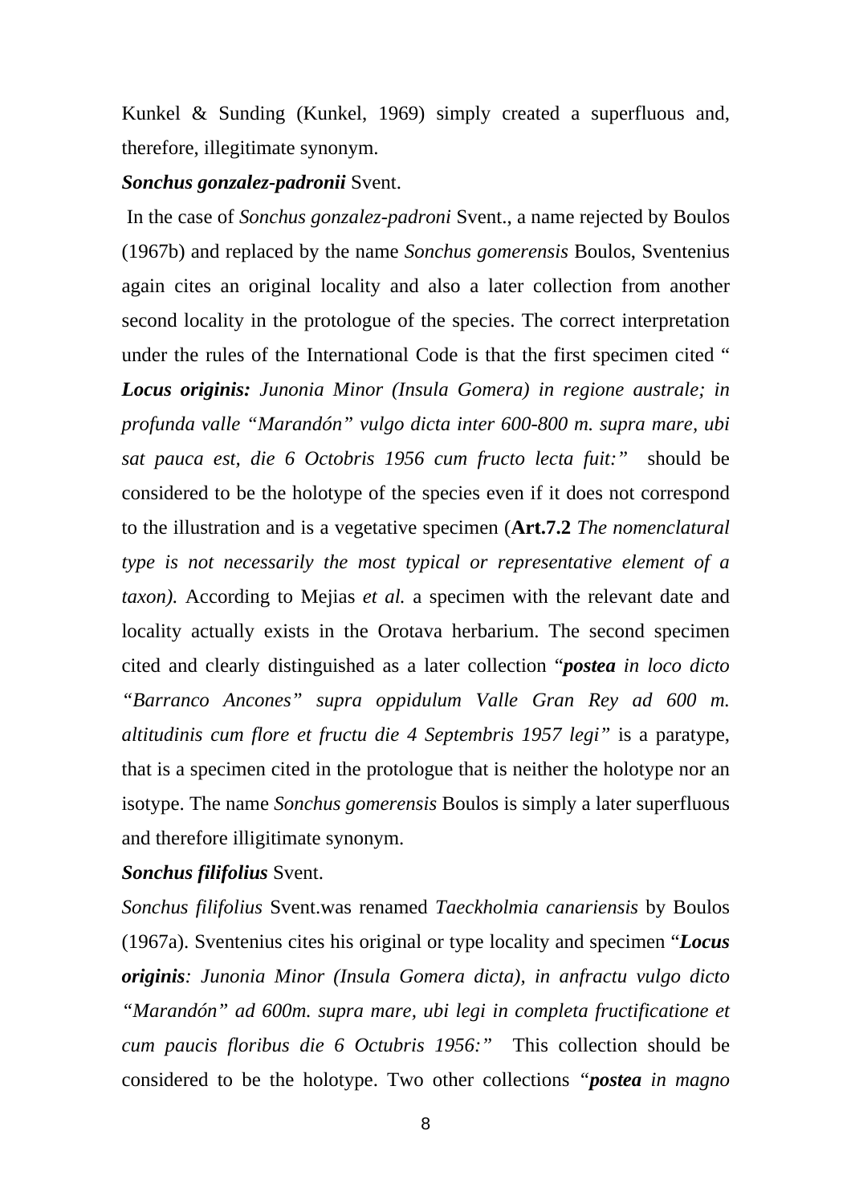Kunkel & Sunding (Kunkel, 1969) simply created a superfluous and, therefore, illegitimate synonym.

***Sonchus gonzalez-padronii*** **Svent.**

In the case of *Sonchus gonzalez-padroni* Svent., a name rejected by Boulos (1967b) and replaced by the name *Sonchus gomerensis* Boulos, Sventenius again cites an original locality and also a later collection from another second locality in the protologue of the species. The correct interpretation under the rules of the International Code is that the first specimen cited "***Locus originis:*** *Junonia Minor (Insula Gomera) in regione australe; in profunda valle "Marandón" vulgo dicta inter 600-800 m. supra mare, ubi sat pauca est, die 6 Octobris 1956 cum fructo lecta fuit:"* should be considered to be the holotype of the species even if it does not correspond to the illustration and is a vegetative specimen (**Art.7.2** *The nomenclatural type is not necessarily the most typical or representative element of a taxon).* According to Mejias *et al.* a specimen with the relevant date and locality actually exists in the Orotava herbarium. The second specimen cited and clearly distinguished as a later collection "***postea*** *in loco dicto "Barranco Ancones" supra oppidulum Valle Gran Rey ad 600 m. altitudinis cum flore et fructu die 4 Septembris 1957 legi"* is a paratype, that is a specimen cited in the protologue that is neither the holotype nor an isotype. The name *Sonchus gomerensis* Boulos is simply a later superfluous and therefore illigitimate synonym.

***Sonchus filifolius*** **Svent.**

*Sonchus filifolius* Svent.was renamed *Taeckholmia canariensis* by Boulos (1967a). Sventenius cites his original or type locality and specimen "***Locus originis****: Junonia Minor (Insula Gomera dicta), in anfractu vulgo dicto "Marandón" ad 600m. supra mare, ubi legi in completa fructificatione et cum paucis floribus die 6 Octubris 1956:"* This collection should be considered to be the holotype. Two other collections "***postea*** *in magno*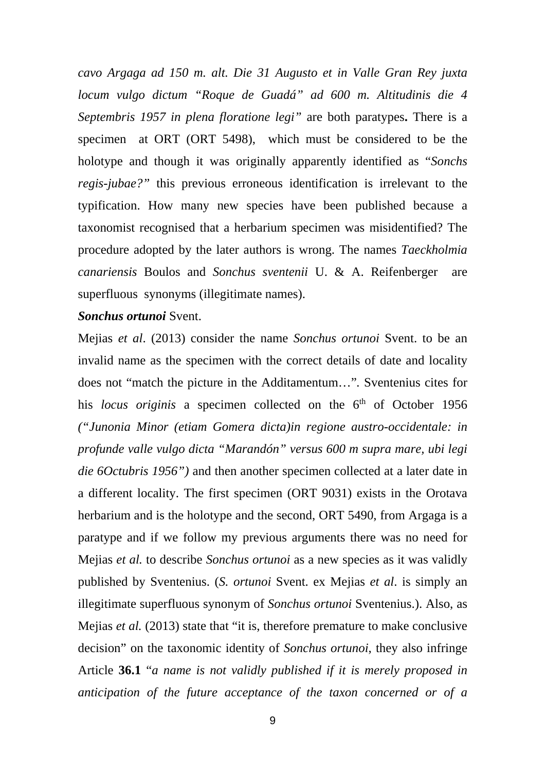*cavo Argaga ad 150 m. alt. Die 31 Augusto et in Valle Gran Rey juxta locum vulgo dictum "Roque de Guadá" ad 600 m. Altitudinis die 4 Septembris 1957 in plena floratione legi"* are both paratypes**.** There is a specimen at ORT (ORT 5498), which must be considered to be the holotype and though it was originally apparently identified as "*Sonchs regis-jubae?"* this previous erroneous identification is irrelevant to the typification. How many new species have been published because a taxonomist recognised that a herbarium specimen was misidentified? The procedure adopted by the later authors is wrong. The names *Taeckholmia canariensis* Boulos and *Sonchus sventenii* U. & A. Reifenberger are superfluous synonyms (illegitimate names).

***Sonchus ortunoi*** Svent.

Mejias *et al*. (2013) consider the name *Sonchus ortunoi* Svent. to be an invalid name as the specimen with the correct details of date and locality does not "match the picture in the Additamentum…". Sventenius cites for his *locus originis* a specimen collected on the 6th of October 1956 *("Junonia Minor (etiam Gomera dicta)in regione austro-occidentale: in profunde valle vulgo dicta "Marandón" versus 600 m supra mare, ubi legi die 6Octubris 1956")* and then another specimen collected at a later date in a different locality. The first specimen (ORT 9031) exists in the Orotava herbarium and is the holotype and the second, ORT 5490, from Argaga is a paratype and if we follow my previous arguments there was no need for Mejias *et al.* to describe *Sonchus ortunoi* as a new species as it was validly published by Sventenius. (*S. ortunoi* Svent. ex Mejias *et al*. is simply an illegitimate superfluous synonym of *Sonchus ortunoi* Sventenius.). Also, as Mejias *et al.* (2013) state that "it is, therefore premature to make conclusive decision" on the taxonomic identity of *Sonchus ortunoi*, they also infringe Article **36.1** "*a name is not validly published if it is merely proposed in anticipation of the future acceptance of the taxon concerned or of a*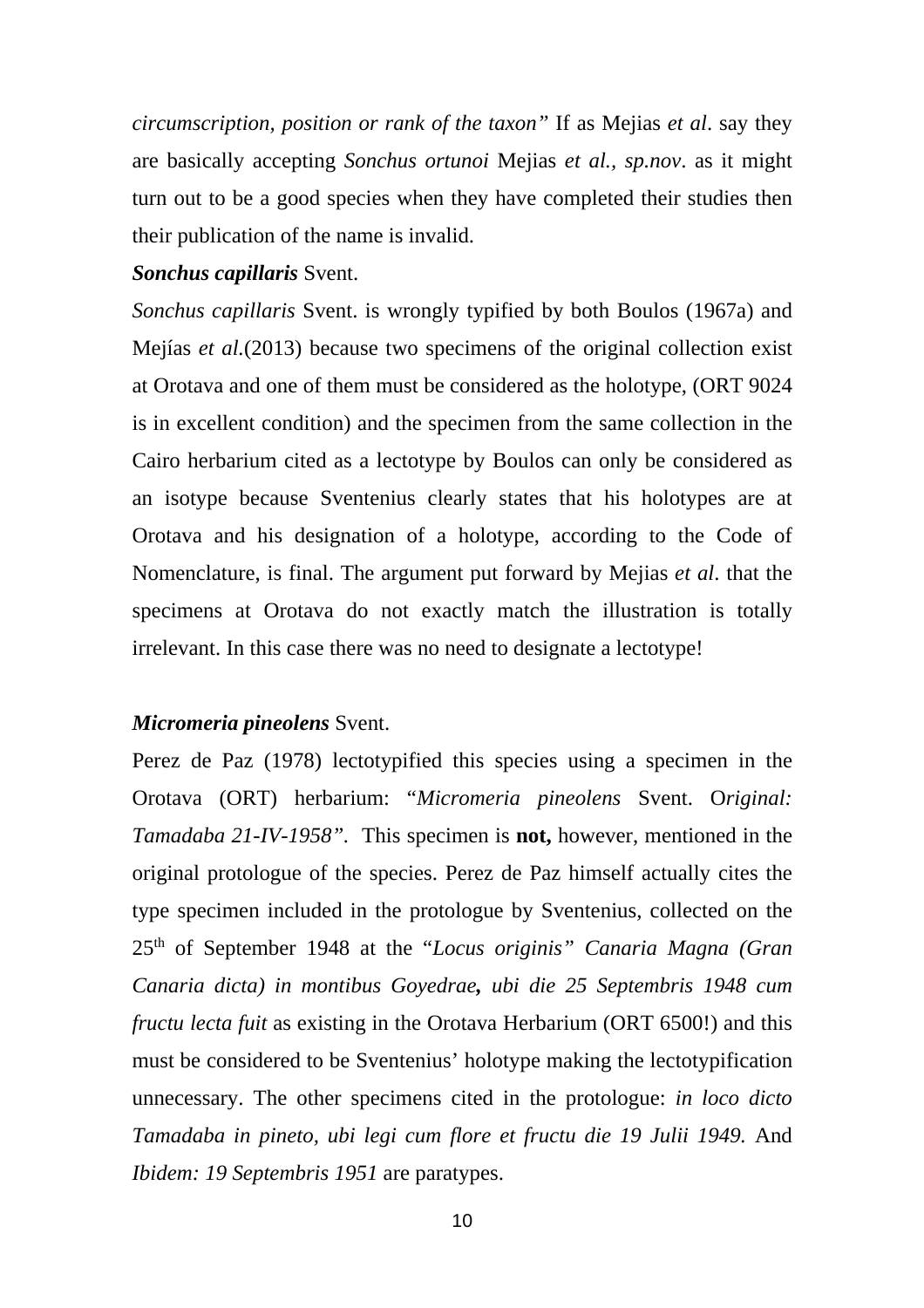*circumscription, position or rank of the taxon"* If as Mejias *et al*. say they are basically accepting *Sonchus ortunoi* Mejias *et al., sp.nov*. as it might turn out to be a good species when they have completed their studies then their publication of the name is invalid.

***Sonchus capillaris*** **Svent.**

*Sonchus capillaris* Svent. is wrongly typified by both Boulos (1967a) and Mejías *et al*.(2013) because two specimens of the original collection exist at Orotava and one of them must be considered as the holotype, (ORT 9024 is in excellent condition) and the specimen from the same collection in the Cairo herbarium cited as a lectotype by Boulos can only be considered as an isotype because Sventenius clearly states that his holotypes are at Orotava and his designation of a holotype, according to the Code of Nomenclature, is final. The argument put forward by Mejias *et al*. that the specimens at Orotava do not exactly match the illustration is totally irrelevant. In this case there was no need to designate a lectotype!

***Micromeria pineolens*** **Svent.**

Perez de Paz (1978) lectotypified this species using a specimen in the Orotava (ORT) herbarium: "*Micromeria pineolens* Svent. O*riginal: Tamadaba 21-IV-1958"*. This specimen is **not,** however, mentioned in the original protologue of the species. Perez de Paz himself actually cites the type specimen included in the protologue by Sventenius, collected on the 25th of September 1948 at the "*Locus originis" Canaria Magna (Gran Canaria dicta) in montibus Goyedrae***,** *ubi die 25 Septembris 1948 cum fructu lecta fuit* as existing in the Orotava Herbarium (ORT 6500!) and this must be considered to be Sventenius' holotype making the lectotypification unnecessary. The other specimens cited in the protologue: *in loco dicto Tamadaba in pineto, ubi legi cum flore et fructu die 19 Julii 1949.* And *Ibidem: 19 Septembris 1951* are paratypes.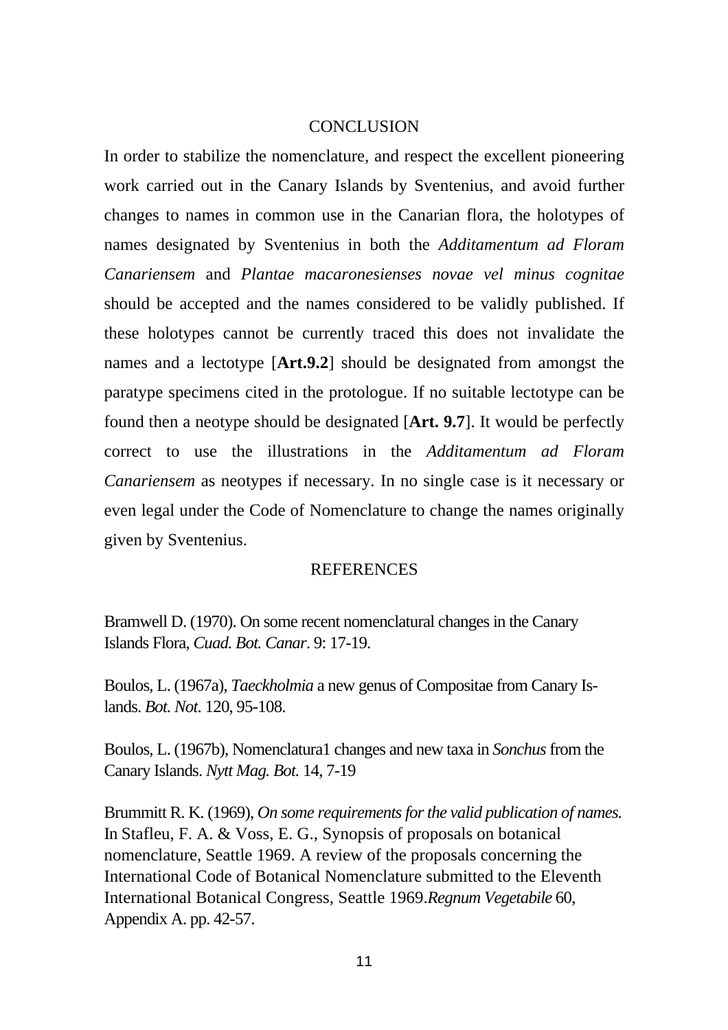## CONCLUSION

In order to stabilize the nomenclature, and respect the excellent pioneering work carried out in the Canary Islands by Sventenius, and avoid further changes to names in common use in the Canarian flora, the holotypes of names designated by Sventenius in both the *Additamentum ad Floram Canariensem* and *Plantae macaronesienses novae vel minus cognitae* should be accepted and the names considered to be validly published. If these holotypes cannot be currently traced this does not invalidate the names and a lectotype [**Art.9.2**] should be designated from amongst the paratype specimens cited in the protologue. If no suitable lectotype can be found then a neotype should be designated [**Art. 9.7**]. It would be perfectly correct to use the illustrations in the *Additamentum ad Floram Canariensem* as neotypes if necessary. In no single case is it necessary or even legal under the Code of Nomenclature to change the names originally given by Sventenius.

## REFERENCES

Bramwell D. (1970). On some recent nomenclatural changes in the Canary Islands Flora, *Cuad. Bot. Canar*. 9: 17-19.

Boulos, L. (1967a), *Taeckholmia* a new genus of Compositae from Canary Islands. *Bot. Not*. 120, 95-108.

Boulos, L. (1967b), Nomenclatura1 changes and new taxa in *Sonchus* from the Canary Islands. *Nytt Mag. Bot.* 14, 7-19

Brummitt R. K. (1969), *On some requirements for the valid publication of names.* In Stafleu, F. A. & Voss, E. G., Synopsis of proposals on botanical nomenclature, Seattle 1969. A review of the proposals concerning the International Code of Botanical Nomenclature submitted to the Eleventh International Botanical Congress, Seattle 1969.*Regnum Vegetabile* 60, Appendix A. pp. 42-57.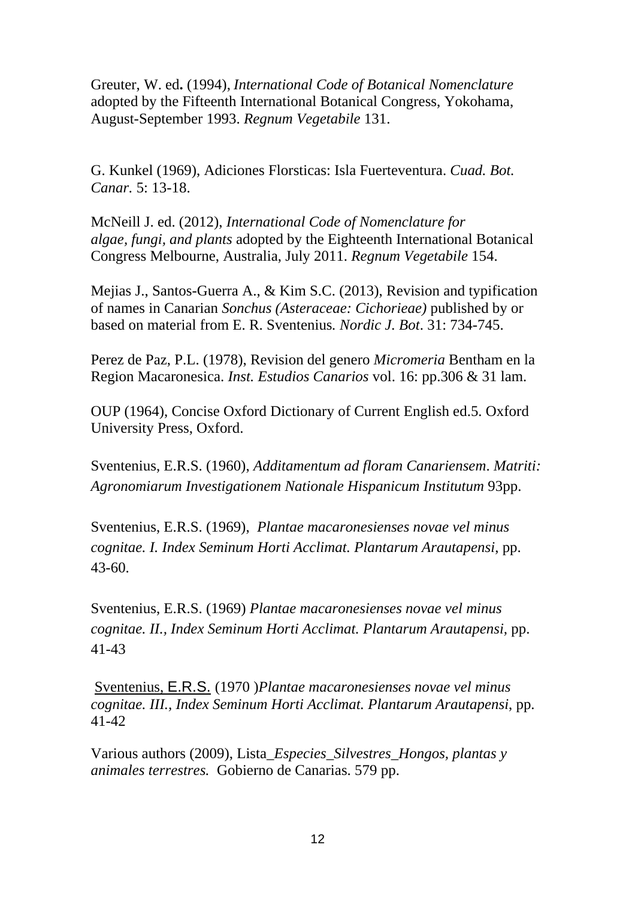Greuter, W. ed**.** (1994), *International Code of Botanical Nomenclature* adopted by the Fifteenth International Botanical Congress, Yokohama, August-September 1993. *Regnum Vegetabile* 131.

G. Kunkel (1969), Adiciones Florsticas: Isla Fuerteventura. *Cuad. Bot. Canar.* 5: 13-18.

McNeill J. ed. (2012), *International Code of Nomenclature for algae, fungi, and plants* adopted by the Eighteenth International Botanical Congress Melbourne, Australia, July 2011. *Regnum Vegetabile* 154.

Mejias J., Santos-Guerra A., & Kim S.C. (2013), Revision and typification of names in Canarian *Sonchus (Asteraceae: Cichorieae)* published by or based on material from E. R. Sventenius*. Nordic J. Bot*. 31: 734-745.

Perez de Paz, P.L. (1978), Revision del genero *Micromeria* Bentham en la Region Macaronesica. *Inst. Estudios Canarios* vol. 16: pp.306 & 31 lam.

OUP (1964), Concise Oxford Dictionary of Current English ed.5. Oxford University Press, Oxford.

Sventenius, E.R.S. (1960), *Additamentum ad floram Canariensem*. *Matriti: Agronomiarum Investigationem Nationale Hispanicum Institutum* 93pp.

Sventenius, E.R.S. (1969), *Plantae macaronesienses novae vel minus cognitae. I. Index Seminum Horti Acclimat. Plantarum Arautapensi*, pp. 43-60.

Sventenius, E.R.S. (1969) *Plantae macaronesienses novae vel minus cognitae. II., Index Seminum Horti Acclimat. Plantarum Arautapensi*, pp. 41-43

Sventenius, E.R.S. (1970 )*Plantae macaronesienses novae vel minus cognitae. III., Index Seminum Horti Acclimat. Plantarum Arautapensi*, pp. 41-42

Various authors (2009), Lista*_Especies_Silvestres_Hongos, plantas y animales terrestres.* Gobierno de Canarias. 579 pp.